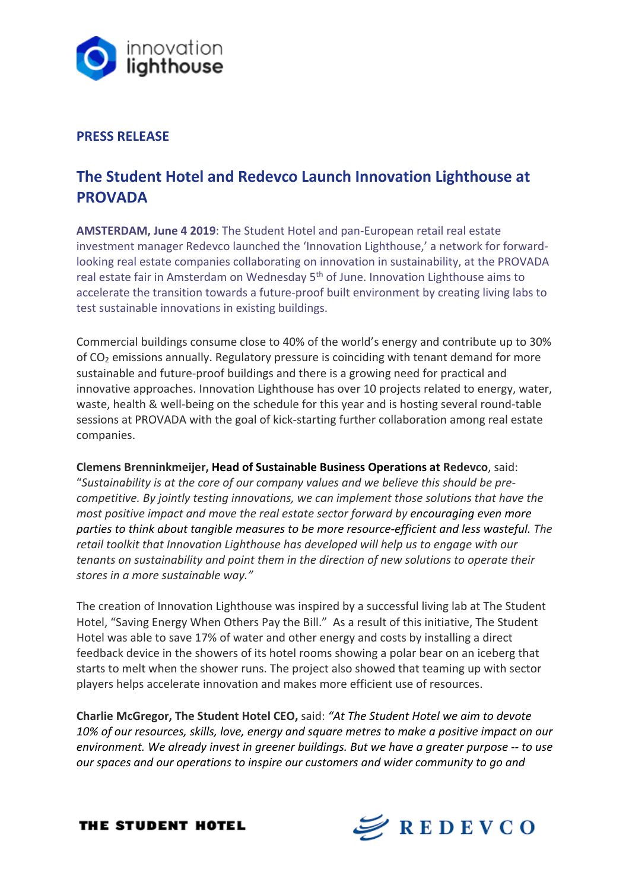**PRESS RELEASE**

## The Student Hotel and Redevco Launch Innovation Lighthouse at PROVADA

**AMSTERDAM, June 4 2019**: The Student Hotel and pan-European retail real estate investment manager Redevco launched the 'Innovation Lighthouse,' a network for forward-looking real estate companies collaborating on innovation in sustainability, at the PROVADA real estate fair in Amsterdam on Wednesday 5th of June. Innovation Lighthouse aims to accelerate the transition towards a future-proof built environment by creating living labs to test sustainable innovations in existing buildings.

Commercial buildings consume close to 40% of the world's energy and contribute up to 30% of $CO_2$ emissions annually. Regulatory pressure is coinciding with tenant demand for more sustainable and future-proof buildings and there is a growing need for practical and innovative approaches. Innovation Lighthouse has over 10 projects related to energy, water, waste, health & well-being on the schedule for this year and is hosting several round-table sessions at PROVADA with the goal of kick-starting further collaboration among real estate companies.

**Clemens Brenninkmeijer, Head of Sustainable Business Operations at Redevco**, said: "*Sustainability is at the core of our company values and we believe this should be pre-competitive. By jointly testing innovations, we can implement those solutions that have the most positive impact and move the real estate sector forward by encouraging even more parties to think about tangible measures to be more resource-efficient and less wasteful. The retail toolkit that Innovation Lighthouse has developed will help us to engage with our tenants on sustainability and point them in the direction of new solutions to operate their stores in a more sustainable way."*

The creation of Innovation Lighthouse was inspired by a successful living lab at The Student Hotel, "Saving Energy When Others Pay the Bill." As a result of this initiative, The Student Hotel was able to save 17% of water and other energy and costs by installing a direct feedback device in the showers of its hotel rooms showing a polar bear on an iceberg that starts to melt when the shower runs. The project also showed that teaming up with sector players helps accelerate innovation and makes more efficient use of resources.

**Charlie McGregor, The Student Hotel CEO,** said: *"At The Student Hotel we aim to devote 10% of our resources, skills, love, energy and square metres to make a positive impact on our environment. We already invest in greener buildings. But we have a greater purpose -- to use our spaces and our operations to inspire our customers and wider community to go and*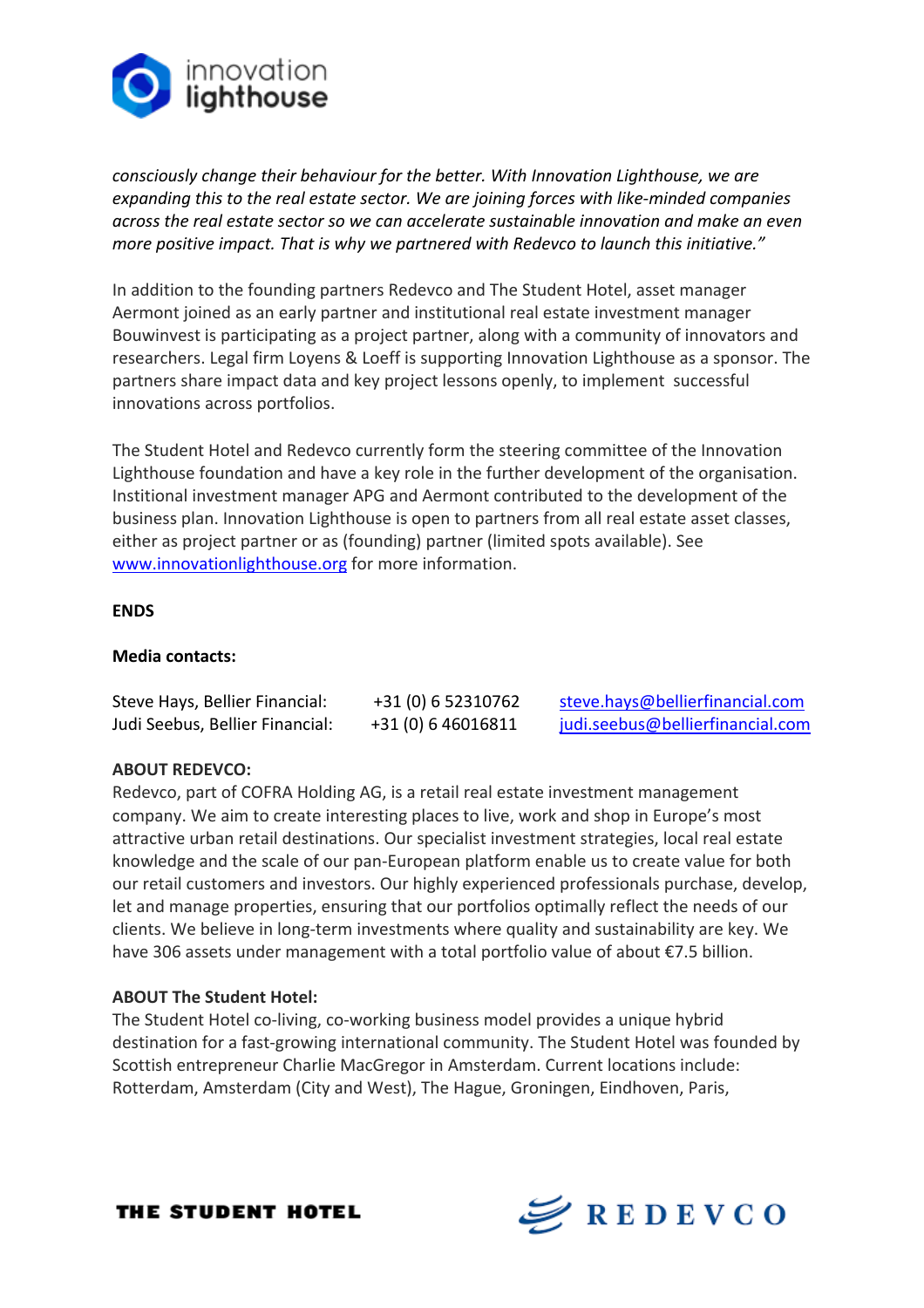*consciously change their behaviour for the better. With Innovation Lighthouse, we are expanding this to the real estate sector. We are joining forces with like-minded companies across the real estate sector so we can accelerate sustainable innovation and make an even more positive impact. That is why we partnered with Redevco to launch this initiative."*

In addition to the founding partners Redevco and The Student Hotel, asset manager Aermont joined as an early partner and institutional real estate investment manager Bouwinvest is participating as a project partner, along with a community of innovators and researchers. Legal firm Loyens & Loeff is supporting Innovation Lighthouse as a sponsor. The partners share impact data and key project lessons openly, to implement successful innovations across portfolios.

The Student Hotel and Redevco currently form the steering committee of the Innovation Lighthouse foundation and have a key role in the further development of the organisation. Institional investment manager APG and Aermont contributed to the development of the business plan. Innovation Lighthouse is open to partners from all real estate asset classes, either as project partner or as (founding) partner (limited spots available). See www.innovationlighthouse.org for more information.

**ENDS**

**Media contacts:**

| | | |
|---|---|---|
| Steve Hays, Bellier Financial: | +31 (0) 6 52310762 | steve.hays@bellierfinancial.com |
| Judi Seebus, Bellier Financial: | +31 (0) 6 46016811 | judi.seebus@bellierfinancial.com |

**ABOUT REDEVCO:**

Redevco, part of COFRA Holding AG, is a retail real estate investment management company. We aim to create interesting places to live, work and shop in Europe's most attractive urban retail destinations. Our specialist investment strategies, local real estate knowledge and the scale of our pan-European platform enable us to create value for both our retail customers and investors. Our highly experienced professionals purchase, develop, let and manage properties, ensuring that our portfolios optimally reflect the needs of our clients. We believe in long-term investments where quality and sustainability are key. We have 306 assets under management with a total portfolio value of about €7.5 billion.

**ABOUT The Student Hotel:**

The Student Hotel co-living, co-working business model provides a unique hybrid destination for a fast-growing international community. The Student Hotel was founded by Scottish entrepreneur Charlie MacGregor in Amsterdam. Current locations include: Rotterdam, Amsterdam (City and West), The Hague, Groningen, Eindhoven, Paris,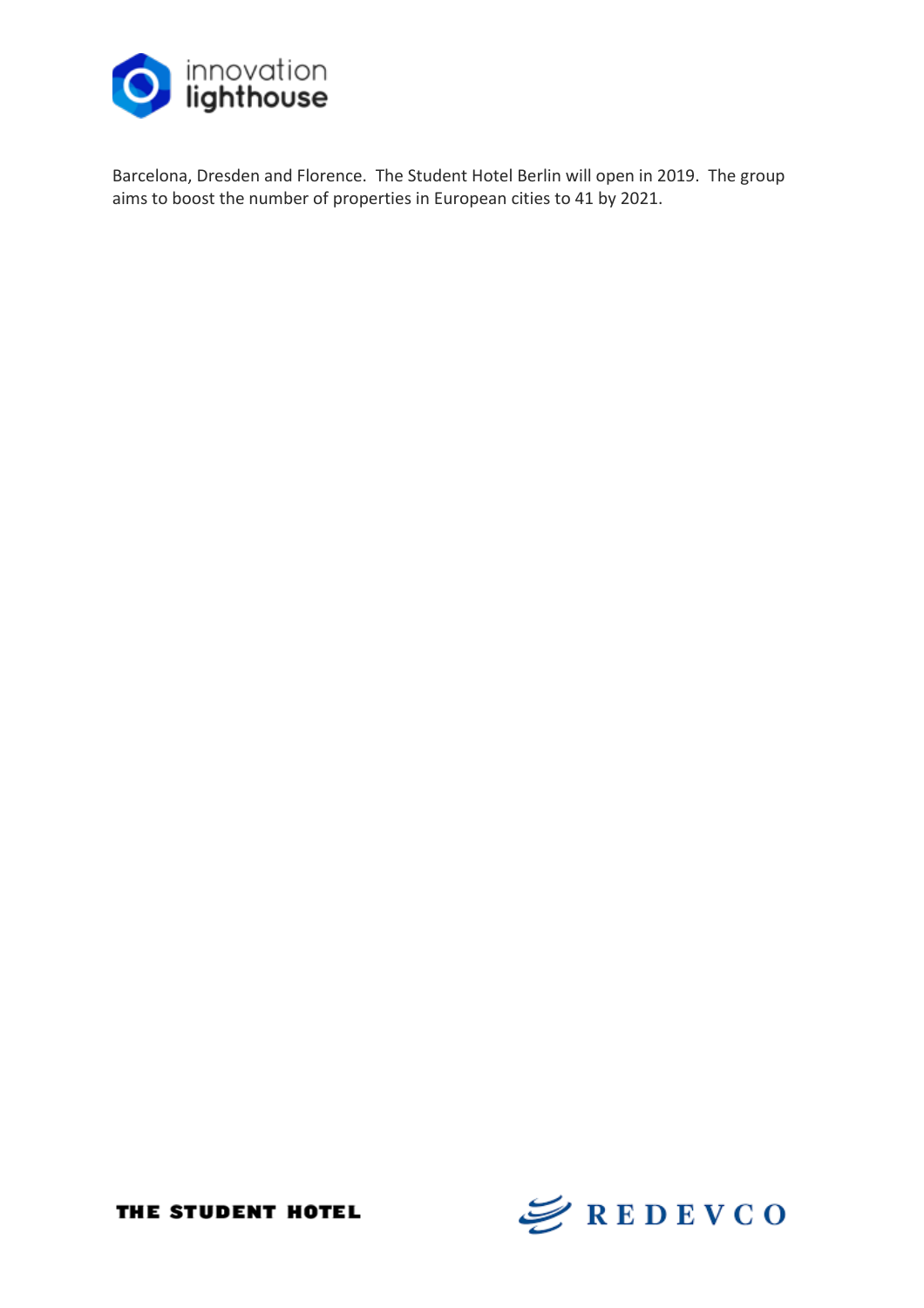Barcelona, Dresden and Florence. The Student Hotel Berlin will open in 2019. The group aims to boost the number of properties in European cities to 41 by 2021.